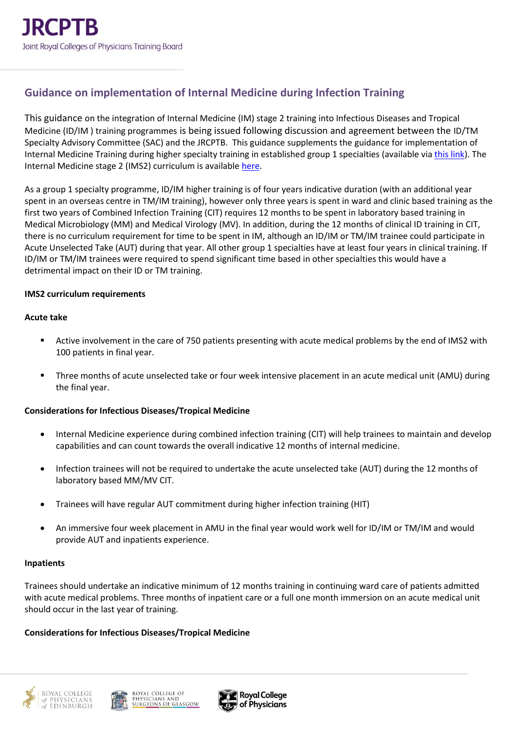# Guidance on implementation of Internal Medicine during Infection Training

This guidance on the integration of Internal Medicine (IM) stage 2 training into Infectious Diseases and Tropical Medicine (ID/IM ) training programmes is being issued following discussion and agreement between the ID/TM Specialty Advisory Committee (SAC) and the JRCPTB. This guidance supplements the guidance for implementation of Internal Medicine Training during higher specialty training in established group 1 specialties (available via this link). The Internal Medicine stage 2 (IMS2) curriculum is available here.

As a group 1 specialty programme, ID/IM higher training is of four years indicative duration (with an additional year spent in an overseas centre in TM/IM training), however only three years is spent in ward and clinic based training as the first two years of Combined Infection Training (CIT) requires 12 months to be spent in laboratory based training in Medical Microbiology (MM) and Medical Virology (MV). In addition, during the 12 months of clinical ID training in CIT, there is no curriculum requirement for time to be spent in IM, although an ID/IM or TM/IM trainee could participate in Acute Unselected Take (AUT) during that year. All other group 1 specialties have at least four years in clinical training. If ID/IM or TM/IM trainees were required to spend significant time based in other specialties this would have a detrimental impact on their ID or TM training.

**IMS2 curriculum requirements**

**Acute take**

- Active involvement in the care of 750 patients presenting with acute medical problems by the end of IMS2 with 100 patients in final year.
- Three months of acute unselected take or four week intensive placement in an acute medical unit (AMU) during the final year.

**Considerations for Infectious Diseases/Tropical Medicine**

- Internal Medicine experience during combined infection training (CIT) will help trainees to maintain and develop capabilities and can count towards the overall indicative 12 months of internal medicine.
- Infection trainees will not be required to undertake the acute unselected take (AUT) during the 12 months of laboratory based MM/MV CIT.
- Trainees will have regular AUT commitment during higher infection training (HIT)
- An immersive four week placement in AMU in the final year would work well for ID/IM or TM/IM and would provide AUT and inpatients experience.

**Inpatients**

Trainees should undertake an indicative minimum of 12 months training in continuing ward care of patients admitted with acute medical problems. Three months of inpatient care or a full one month immersion on an acute medical unit should occur in the last year of training.

**Considerations for Infectious Diseases/Tropical Medicine**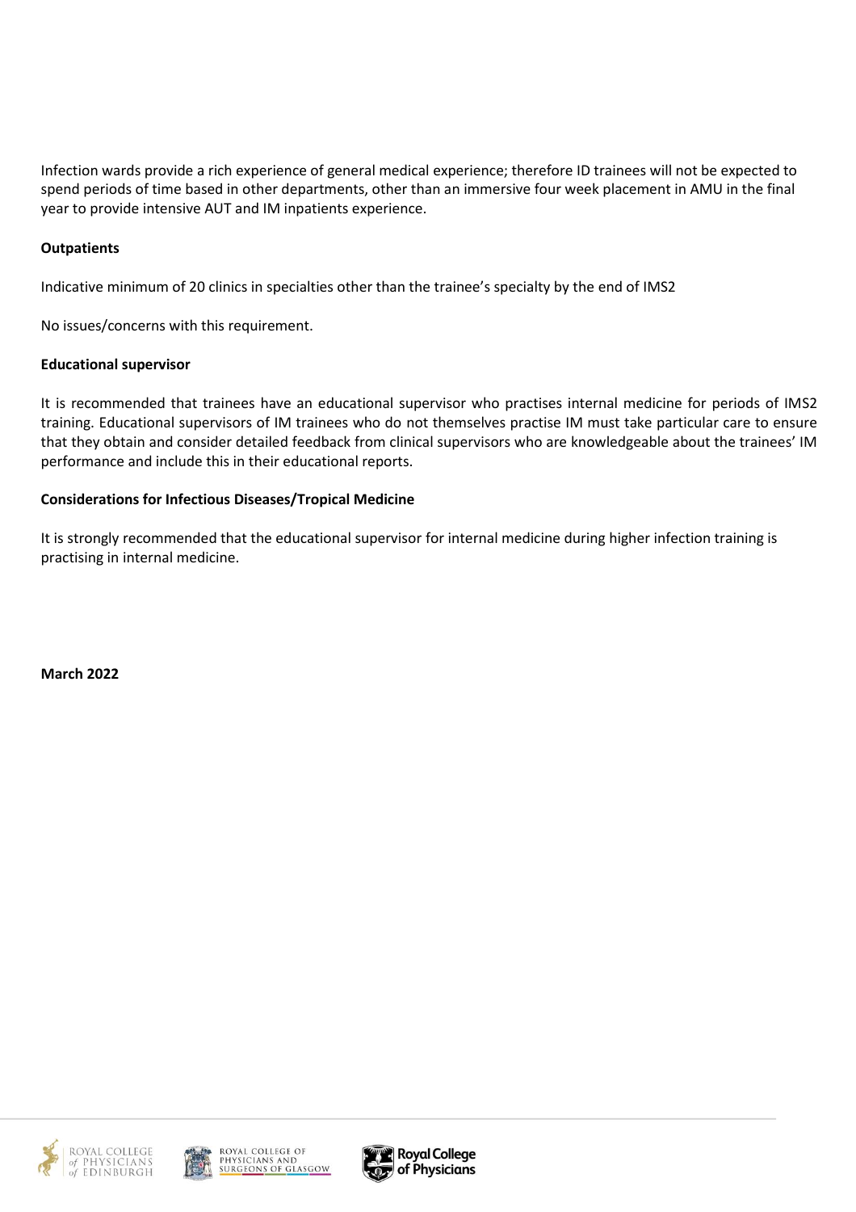Infection wards provide a rich experience of general medical experience; therefore ID trainees will not be expected to spend periods of time based in other departments, other than an immersive four week placement in AMU in the final year to provide intensive AUT and IM inpatients experience.

**Outpatients**

Indicative minimum of 20 clinics in specialties other than the trainee's specialty by the end of IMS2

No issues/concerns with this requirement.

**Educational supervisor**

It is recommended that trainees have an educational supervisor who practises internal medicine for periods of IMS2 training. Educational supervisors of IM trainees who do not themselves practise IM must take particular care to ensure that they obtain and consider detailed feedback from clinical supervisors who are knowledgeable about the trainees' IM performance and include this in their educational reports.

**Considerations for Infectious Diseases/Tropical Medicine**

It is strongly recommended that the educational supervisor for internal medicine during higher infection training is practising in internal medicine.

**March 2022**